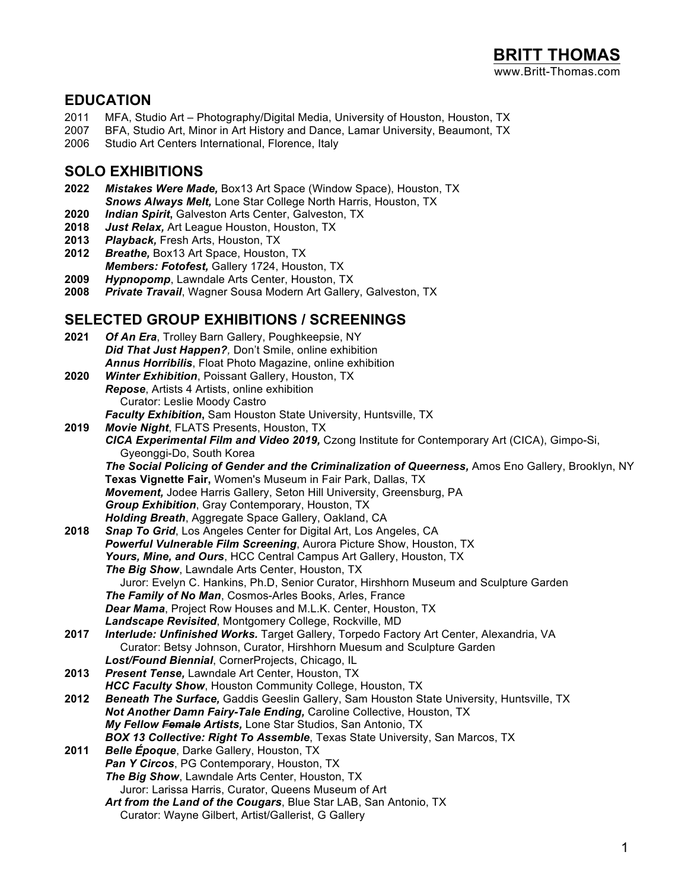# BRITT THOMAS

www.Britt-Thomas.com

## EDUCATION

2011 MFA, Studio Art – Photography/Digital Media, University of Houston, Houston, TX
2007 BFA, Studio Art, Minor in Art History and Dance, Lamar University, Beaumont, TX
2006 Studio Art Centers International, Florence, Italy

## SOLO EXHIBITIONS

**2022** ***Mistakes Were Made,*** Box13 Art Space (Window Space), Houston, TX
***Snows Always Melt,*** Lone Star College North Harris, Houston, TX
**2020** ***Indian Spirit*****,** Galveston Arts Center, Galveston, TX
**2018** ***Just Relax,*** Art League Houston, Houston, TX
**2013** ***Playback,*** Fresh Arts, Houston, TX
**2012** ***Breathe,*** Box13 Art Space, Houston, TX
***Members: Fotofest,*** Gallery 1724, Houston, TX
**2009** ***Hypnopomp***, Lawndale Arts Center, Houston, TX
**2008** ***Private Travail***, Wagner Sousa Modern Art Gallery, Galveston, TX

## SELECTED GROUP EXHIBITIONS / SCREENINGS

**2021** ***Of An Era***, Trolley Barn Gallery, Poughkeepsie, NY
***Did That Just Happen?,*** Don't Smile, online exhibition
***Annus Horribilis***, Float Photo Magazine, online exhibition
**2020** ***Winter Exhibition***, Poissant Gallery, Houston, TX
***Repose***, Artists 4 Artists, online exhibition
Curator: Leslie Moody Castro
***Faculty Exhibition*****,** Sam Houston State University, Huntsville, TX
**2019** ***Movie Night***, FLATS Presents, Houston, TX
***CICA Experimental Film and Video 2019,*** Czong Institute for Contemporary Art (CICA), Gimpo-Si, Gyeonggi-Do, South Korea
***The Social Policing of Gender and the Criminalization of Queerness,*** Amos Eno Gallery, Brooklyn, NY
**Texas Vignette Fair,** Women's Museum in Fair Park, Dallas, TX
***Movement,*** Jodee Harris Gallery, Seton Hill University, Greensburg, PA
***Group Exhibition***, Gray Contemporary, Houston, TX
***Holding Breath***, Aggregate Space Gallery, Oakland, CA
**2018** ***Snap To Grid***, Los Angeles Center for Digital Art, Los Angeles, CA
***Powerful Vulnerable Film Screening***, Aurora Picture Show, Houston, TX
***Yours, Mine, and Ours***, HCC Central Campus Art Gallery, Houston, TX
***The Big Show***, Lawndale Arts Center, Houston, TX
Juror: Evelyn C. Hankins, Ph.D, Senior Curator, Hirshhorn Museum and Sculpture Garden
***The Family of No Man***, Cosmos-Arles Books, Arles, France
***Dear Mama***, Project Row Houses and M.L.K. Center, Houston, TX
***Landscape Revisited***, Montgomery College, Rockville, MD
**2017** ***Interlude: Unfinished Works.*** Target Gallery, Torpedo Factory Art Center, Alexandria, VA
Curator: Betsy Johnson, Curator, Hirshhorn Muesum and Sculpture Garden
***Lost/Found Biennial***, CornerProjects, Chicago, IL
**2013** ***Present Tense,*** Lawndale Art Center, Houston, TX
***HCC Faculty Show***, Houston Community College, Houston, TX
**2012** ***Beneath The Surface,*** Gaddis Geeslin Gallery, Sam Houston State University, Huntsville, TX
***Not Another Damn Fairy-Tale Ending,*** Caroline Collective, Houston, TX
***My Fellow ~~Female~~ Artists,*** Lone Star Studios, San Antonio, TX
***BOX 13 Collective: Right To Assemble***, Texas State University, San Marcos, TX
**2011** ***Belle Époque***, Darke Gallery, Houston, TX
***Pan Y Circos***, PG Contemporary, Houston, TX
***The Big Show***, Lawndale Arts Center, Houston, TX
Juror: Larissa Harris, Curator, Queens Museum of Art
***Art from the Land of the Cougars***, Blue Star LAB, San Antonio, TX
Curator: Wayne Gilbert, Artist/Gallerist, G Gallery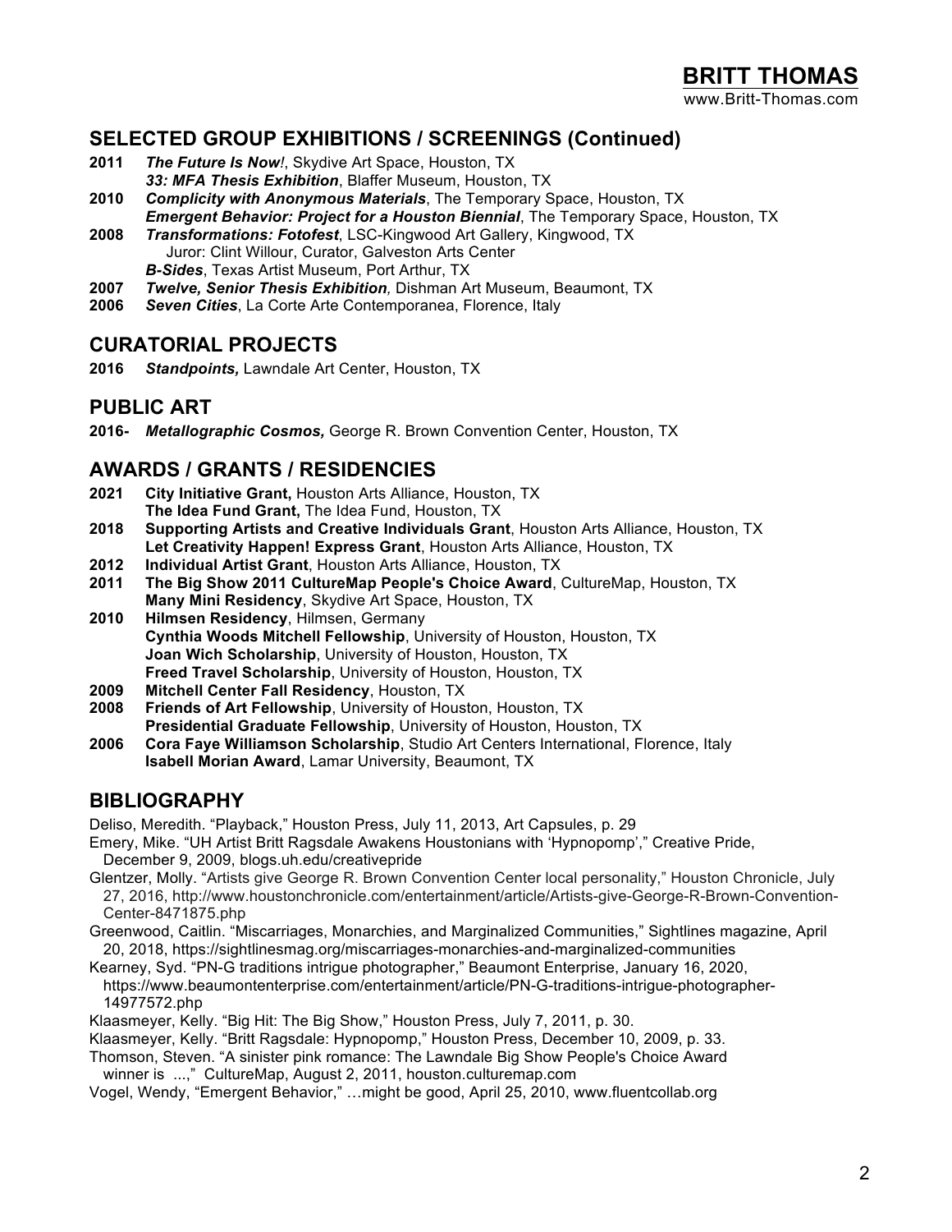## SELECTED GROUP EXHIBITIONS / SCREENINGS (Continued)

**2011** ***The Future Is Now!***, Skydive Art Space, Houston, TX
***33: MFA Thesis Exhibition***, Blaffer Museum, Houston, TX

**2010** ***Complicity with Anonymous Materials***, The Temporary Space, Houston, TX
***Emergent Behavior: Project for a Houston Biennial***, The Temporary Space, Houston, TX

**2008** ***Transformations: Fotofest***, LSC-Kingwood Art Gallery, Kingwood, TX
Juror: Clint Willour, Curator, Galveston Arts Center
***B-Sides***, Texas Artist Museum, Port Arthur, TX

**2007** ***Twelve, Senior Thesis Exhibition,*** Dishman Art Museum, Beaumont, TX

**2006** ***Seven Cities***, La Corte Arte Contemporanea, Florence, Italy

## CURATORIAL PROJECTS

**2016** ***Standpoints,*** Lawndale Art Center, Houston, TX

## PUBLIC ART

**2016-** ***Metallographic Cosmos,*** George R. Brown Convention Center, Houston, TX

## AWARDS / GRANTS / RESIDENCIES

**2021** **City Initiative Grant,** Houston Arts Alliance, Houston, TX
**The Idea Fund Grant,** The Idea Fund, Houston, TX

**2018** **Supporting Artists and Creative Individuals Grant**, Houston Arts Alliance, Houston, TX
**Let Creativity Happen! Express Grant**, Houston Arts Alliance, Houston, TX

**2012** **Individual Artist Grant**, Houston Arts Alliance, Houston, TX

**2011** **The Big Show 2011 CultureMap People's Choice Award**, CultureMap, Houston, TX
**Many Mini Residency**, Skydive Art Space, Houston, TX

**2010** **Hilmsen Residency**, Hilmsen, Germany
**Cynthia Woods Mitchell Fellowship**, University of Houston, Houston, TX
**Joan Wich Scholarship**, University of Houston, Houston, TX
**Freed Travel Scholarship**, University of Houston, Houston, TX

**2009** **Mitchell Center Fall Residency**, Houston, TX

**2008** **Friends of Art Fellowship**, University of Houston, Houston, TX
**Presidential Graduate Fellowship**, University of Houston, Houston, TX

**2006** **Cora Faye Williamson Scholarship**, Studio Art Centers International, Florence, Italy
**Isabell Morian Award**, Lamar University, Beaumont, TX

## BIBLIOGRAPHY

Deliso, Meredith. "Playback," Houston Press, July 11, 2013, Art Capsules, p. 29

Emery, Mike. "UH Artist Britt Ragsdale Awakens Houstonians with 'Hypnopomp'," Creative Pride, December 9, 2009, blogs.uh.edu/creativepride

Glentzer, Molly. "Artists give George R. Brown Convention Center local personality," Houston Chronicle, July 27, 2016, http://www.houstonchronicle.com/entertainment/article/Artists-give-George-R-Brown-Convention-Center-8471875.php

Greenwood, Caitlin. "Miscarriages, Monarchies, and Marginalized Communities," Sightlines magazine, April 20, 2018, https://sightlinesmag.org/miscarriages-monarchies-and-marginalized-communities

Kearney, Syd. "PN-G traditions intrigue photographer," Beaumont Enterprise, January 16, 2020, https://www.beaumontenterprise.com/entertainment/article/PN-G-traditions-intrigue-photographer-14977572.php

Klaasmeyer, Kelly. "Big Hit: The Big Show," Houston Press, July 7, 2011, p. 30.

Klaasmeyer, Kelly. "Britt Ragsdale: Hypnopomp," Houston Press, December 10, 2009, p. 33.

Thomson, Steven. "A sinister pink romance: The Lawndale Big Show People's Choice Award winner is ...," CultureMap, August 2, 2011, houston.culturemap.com

Vogel, Wendy, "Emergent Behavior," …might be good, April 25, 2010, www.fluentcollab.org